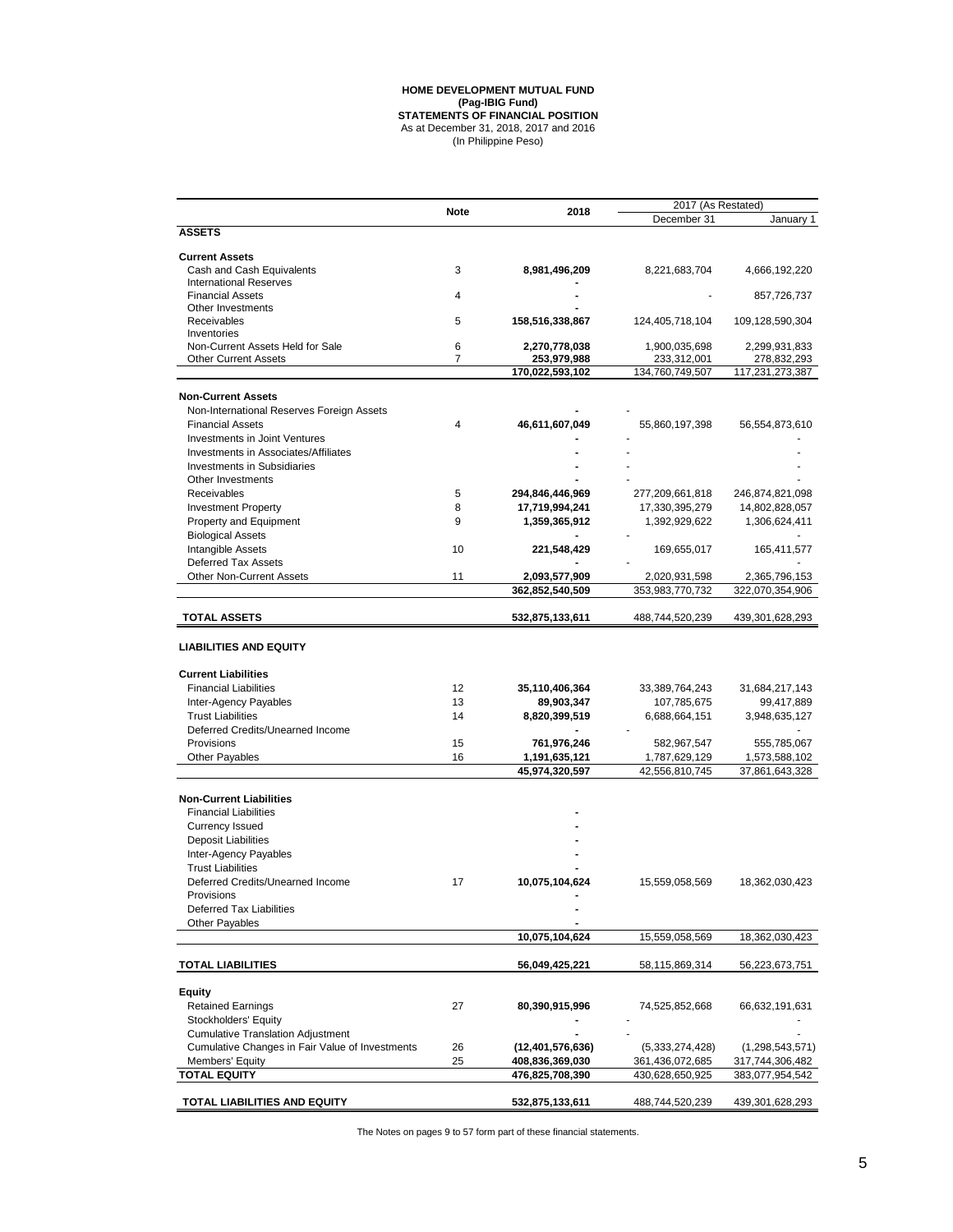# HOME DEVELOPMENT MUTUAL FUND
## (Pag-IBIG Fund)
## STATEMENTS OF FINANCIAL POSITION
As at December 31, 2018, 2017 and 2016
(In Philippine Peso)

| | Note | 2018 | 2017 (As Restated) | |
|---|---|---|---|---|
| | | | December 31 | January 1 |
| **ASSETS** | | | | |
| **Current Assets** | | | | |
| Cash and Cash Equivalents | 3 | **8,981,496,209** | 8,221,683,704 | 4,666,192,220 |
| International Reserves | | **-** | | |
| Financial Assets | 4 | **-** | - | 857,726,737 |
| Other Investments | | **-** | | |
| Receivables | 5 | **158,516,338,867** | 124,405,718,104 | 109,128,590,304 |
| Inventories | | **-** | | |
| Non-Current Assets Held for Sale | 6 | **2,270,778,038** | 1,900,035,698 | 2,299,931,833 |
| Other Current Assets | 7 | **253,979,988** | 233,312,001 | 278,832,293 |
| | | **170,022,593,102** | 134,760,749,507 | 117,231,273,387 |
| **Non-Current Assets** | | | | |
| Non-International Reserves Foreign Assets | | **-** | - | |
| Financial Assets | 4 | **46,611,607,049** | 55,860,197,398 | 56,554,873,610 |
| Investments in Joint Ventures | | **-** | - | - |
| Investments in Associates/Affiliates | | **-** | - | - |
| Investments in Subsidiaries | | **-** | - | - |
| Other Investments | | **-** | - | - |
| Receivables | 5 | **294,846,446,969** | 277,209,661,818 | 246,874,821,098 |
| Investment Property | 8 | **17,719,994,241** | 17,330,395,279 | 14,802,828,057 |
| Property and Equipment | 9 | **1,359,365,912** | 1,392,929,622 | 1,306,624,411 |
| Biological Assets | | **-** | - | - |
| Intangible Assets | 10 | **221,548,429** | 169,655,017 | 165,411,577 |
| Deferred Tax Assets | | **-** | - | - |
| Other Non-Current Assets | 11 | **2,093,577,909** | 2,020,931,598 | 2,365,796,153 |
| | | **362,852,540,509** | 353,983,770,732 | 322,070,354,906 |
| **TOTAL ASSETS** | | **532,875,133,611** | 488,744,520,239 | 439,301,628,293 |
| **LIABILITIES AND EQUITY** | | | | |
| **Current Liabilities** | | | | |
| Financial Liabilities | 12 | **35,110,406,364** | 33,389,764,243 | 31,684,217,143 |
| Inter-Agency Payables | 13 | **89,903,347** | 107,785,675 | 99,417,889 |
| Trust Liabilities | 14 | **8,820,399,519** | 6,688,664,151 | 3,948,635,127 |
| Deferred Credits/Unearned Income | | **-** | - | - |
| Provisions | 15 | **761,976,246** | 582,967,547 | 555,785,067 |
| Other Payables | 16 | **1,191,635,121** | 1,787,629,129 | 1,573,588,102 |
| | | **45,974,320,597** | 42,556,810,745 | 37,861,643,328 |
| **Non-Current Liabilities** | | | | |
| Financial Liabilities | | **-** | | |
| Currency Issued | | **-** | | |
| Deposit Liabilities | | **-** | | |
| Inter-Agency Payables | | **-** | | |
| Trust Liabilities | | **-** | | |
| Deferred Credits/Unearned Income | 17 | **10,075,104,624** | 15,559,058,569 | 18,362,030,423 |
| Provisions | | **-** | | |
| Deferred Tax Liabilities | | **-** | | |
| Other Payables | | **-** | | |
| | | **10,075,104,624** | 15,559,058,569 | 18,362,030,423 |
| **TOTAL LIABILITIES** | | **56,049,425,221** | 58,115,869,314 | 56,223,673,751 |
| **Equity** | | | | |
| Retained Earnings | 27 | **80,390,915,996** | 74,525,852,668 | 66,632,191,631 |
| Stockholders' Equity | | **-** | - | - |
| Cumulative Translation Adjustment | | **-** | - | - |
| Cumulative Changes in Fair Value of Investments | 26 | **(12,401,576,636)** | (5,333,274,428) | (1,298,543,571) |
| Members' Equity | 25 | **408,836,369,030** | 361,436,072,685 | 317,744,306,482 |
| **TOTAL EQUITY** | | **476,825,708,390** | 430,628,650,925 | 383,077,954,542 |
| **TOTAL LIABILITIES AND EQUITY** | | **532,875,133,611** | 488,744,520,239 | 439,301,628,293 |

The Notes on pages 9 to 57 form part of these financial statements.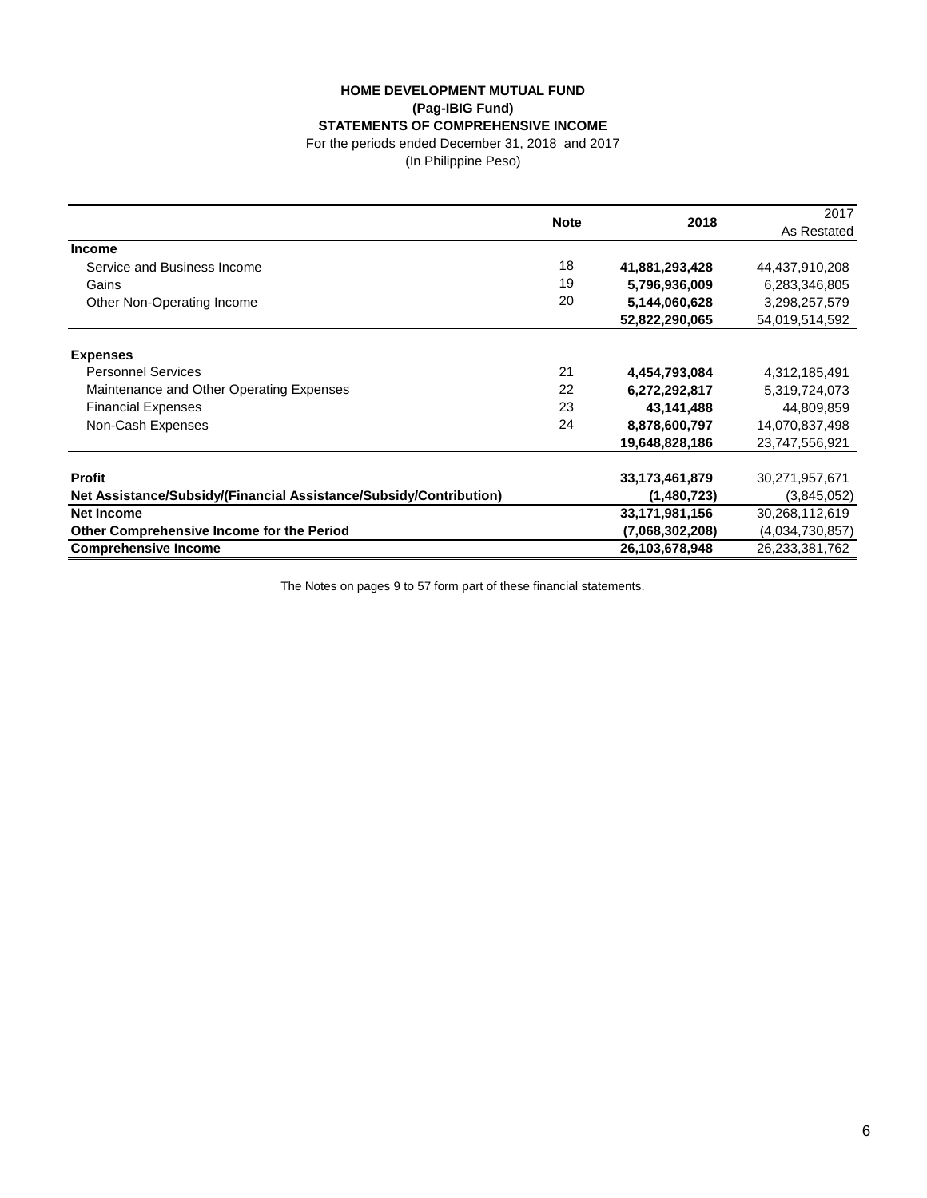**HOME DEVELOPMENT MUTUAL FUND**
**(Pag-IBIG Fund)**
**STATEMENTS OF COMPREHENSIVE INCOME**
For the periods ended December 31, 2018 and 2017
(In Philippine Peso)

| | Note | 2018 | 2017 As Restated |
|---|---|---|---|
| **Income** | | | |
| Service and Business Income | 18 | **41,881,293,428** | 44,437,910,208 |
| Gains | 19 | **5,796,936,009** | 6,283,346,805 |
| Other Non-Operating Income | 20 | **5,144,060,628** | 3,298,257,579 |
| | | **52,822,290,065** | 54,019,514,592 |
| **Expenses** | | | |
| Personnel Services | 21 | **4,454,793,084** | 4,312,185,491 |
| Maintenance and Other Operating Expenses | 22 | **6,272,292,817** | 5,319,724,073 |
| Financial Expenses | 23 | **43,141,488** | 44,809,859 |
| Non-Cash Expenses | 24 | **8,878,600,797** | 14,070,837,498 |
| | | **19,648,828,186** | 23,747,556,921 |
| **Profit** | | **33,173,461,879** | 30,271,957,671 |
| **Net Assistance/Subsidy/(Financial Assistance/Subsidy/Contribution)** | | **(1,480,723)** | (3,845,052) |
| **Net Income** | | **33,171,981,156** | 30,268,112,619 |
| **Other Comprehensive Income for the Period** | | **(7,068,302,208)** | (4,034,730,857) |
| **Comprehensive Income** | | **26,103,678,948** | 26,233,381,762 |

The Notes on pages 9 to 57 form part of these financial statements.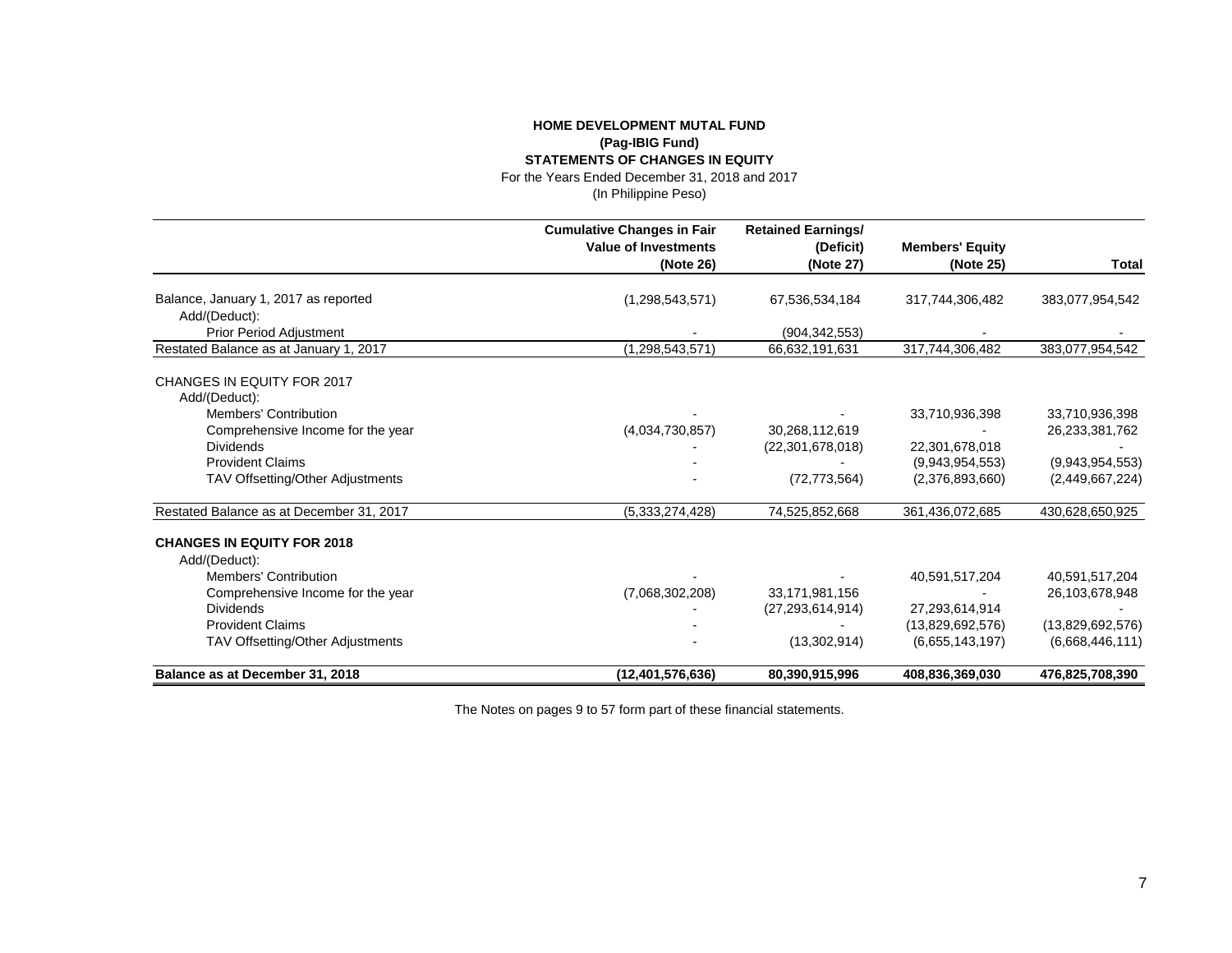**HOME DEVELOPMENT MUTAL FUND**
**(Pag-IBIG Fund)**
**STATEMENTS OF CHANGES IN EQUITY**
For the Years Ended December 31, 2018 and 2017
(In Philippine Peso)

| | Cumulative Changes in Fair Value of Investments (Note 26) | Retained Earnings/ (Deficit) (Note 27) | Members' Equity (Note 25) | Total |
|---|---|---|---|---|
| Balance, January 1, 2017 as reported | (1,298,543,571) | 67,536,534,184 | 317,744,306,482 | 383,077,954,542 |
| Add/(Deduct): | | | | |
| Prior Period Adjustment | - | (904,342,553) | - | - |
| Restated Balance as at January 1, 2017 | (1,298,543,571) | 66,632,191,631 | 317,744,306,482 | 383,077,954,542 |
| CHANGES IN EQUITY FOR 2017 | | | | |
| Add/(Deduct): | | | | |
| Members' Contribution | - | - | 33,710,936,398 | 33,710,936,398 |
| Comprehensive Income for the year | (4,034,730,857) | 30,268,112,619 | - | 26,233,381,762 |
| Dividends | - | (22,301,678,018) | 22,301,678,018 | - |
| Provident Claims | - | - | (9,943,954,553) | (9,943,954,553) |
| TAV Offsetting/Other Adjustments | - | (72,773,564) | (2,376,893,660) | (2,449,667,224) |
| Restated Balance as at December 31, 2017 | (5,333,274,428) | 74,525,852,668 | 361,436,072,685 | 430,628,650,925 |
| **CHANGES IN EQUITY FOR 2018** | | | | |
| Add/(Deduct): | | | | |
| Members' Contribution | - | - | 40,591,517,204 | 40,591,517,204 |
| Comprehensive Income for the year | (7,068,302,208) | 33,171,981,156 | - | 26,103,678,948 |
| Dividends | - | (27,293,614,914) | 27,293,614,914 | - |
| Provident Claims | - | - | (13,829,692,576) | (13,829,692,576) |
| TAV Offsetting/Other Adjustments | - | (13,302,914) | (6,655,143,197) | (6,668,446,111) |
| **Balance as at December 31, 2018** | **(12,401,576,636)** | **80,390,915,996** | **408,836,369,030** | **476,825,708,390** |

The Notes on pages 9 to 57 form part of these financial statements.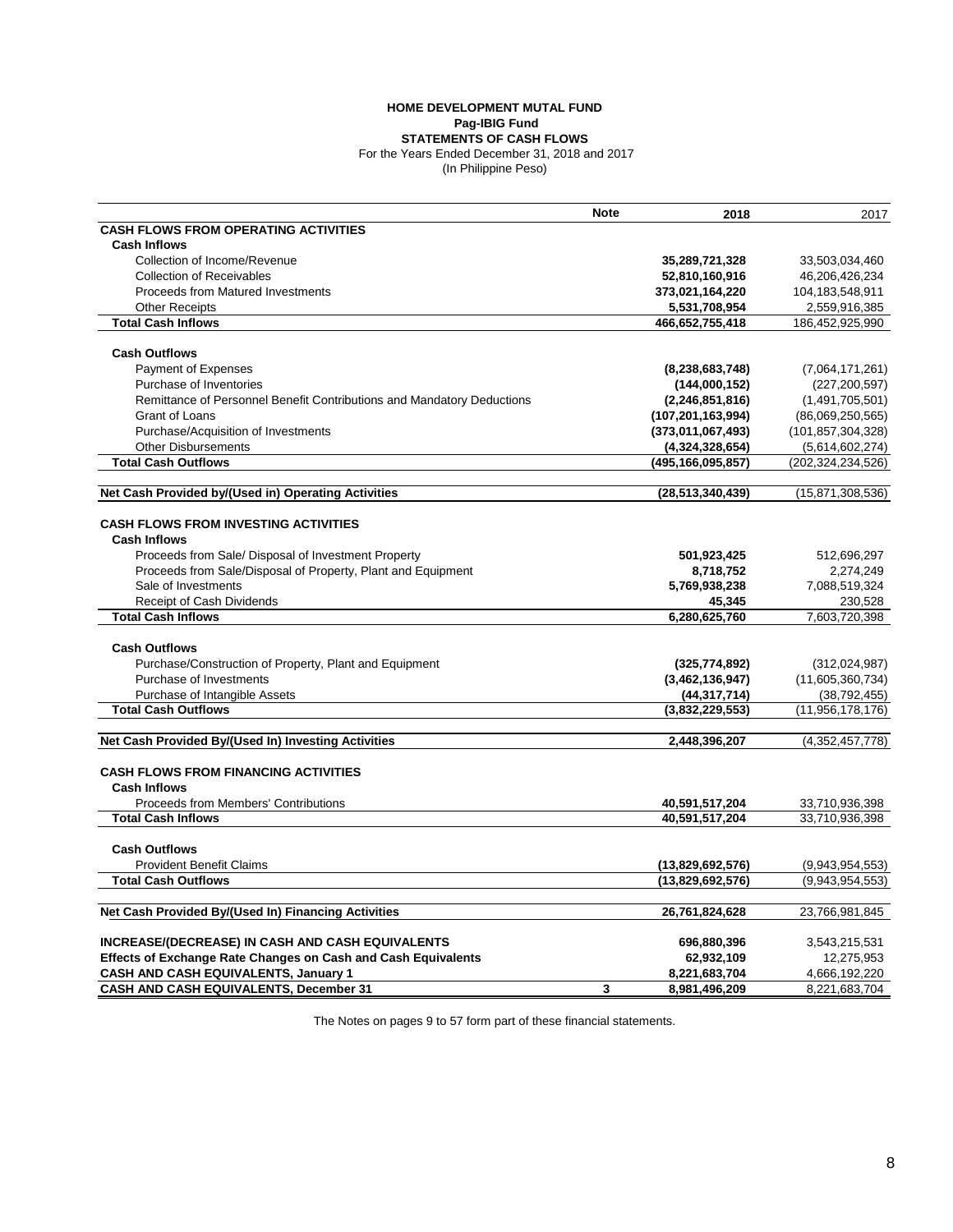**HOME DEVELOPMENT MUTAL FUND**
**Pag-IBIG Fund**
**STATEMENTS OF CASH FLOWS**
For the Years Ended December 31, 2018 and 2017
(In Philippine Peso)

| | Note | 2018 | 2017 |
|---|---|---|---|
| **CASH FLOWS FROM OPERATING ACTIVITIES** | | | |
| **Cash Inflows** | | | |
| Collection of Income/Revenue | | **35,289,721,328** | 33,503,034,460 |
| Collection of Receivables | | **52,810,160,916** | 46,206,426,234 |
| Proceeds from Matured Investments | | **373,021,164,220** | 104,183,548,911 |
| Other Receipts | | **5,531,708,954** | 2,559,916,385 |
| **Total Cash Inflows** | | **466,652,755,418** | 186,452,925,990 |
| **Cash Outflows** | | | |
| Payment of Expenses | | **(8,238,683,748)** | (7,064,171,261) |
| Purchase of Inventories | | **(144,000,152)** | (227,200,597) |
| Remittance of Personnel Benefit Contributions and Mandatory Deductions | | **(2,246,851,816)** | (1,491,705,501) |
| Grant of Loans | | **(107,201,163,994)** | (86,069,250,565) |
| Purchase/Acquisition of Investments | | **(373,011,067,493)** | (101,857,304,328) |
| Other Disbursements | | **(4,324,328,654)** | (5,614,602,274) |
| **Total Cash Outflows** | | **(495,166,095,857)** | (202,324,234,526) |
| **Net Cash Provided by/(Used in) Operating Activities** | | **(28,513,340,439)** | (15,871,308,536) |
| **CASH FLOWS FROM INVESTING ACTIVITIES** | | | |
| **Cash Inflows** | | | |
| Proceeds from Sale/ Disposal of Investment Property | | **501,923,425** | 512,696,297 |
| Proceeds from Sale/Disposal of Property, Plant and Equipment | | **8,718,752** | 2,274,249 |
| Sale of Investments | | **5,769,938,238** | 7,088,519,324 |
| Receipt of Cash Dividends | | **45,345** | 230,528 |
| **Total Cash Inflows** | | **6,280,625,760** | 7,603,720,398 |
| **Cash Outflows** | | | |
| Purchase/Construction of Property, Plant and Equipment | | **(325,774,892)** | (312,024,987) |
| Purchase of Investments | | **(3,462,136,947)** | (11,605,360,734) |
| Purchase of Intangible Assets | | **(44,317,714)** | (38,792,455) |
| **Total Cash Outflows** | | **(3,832,229,553)** | (11,956,178,176) |
| **Net Cash Provided By/(Used In) Investing Activities** | | **2,448,396,207** | (4,352,457,778) |
| **CASH FLOWS FROM FINANCING ACTIVITIES** | | | |
| **Cash Inflows** | | | |
| Proceeds from Members' Contributions | | **40,591,517,204** | 33,710,936,398 |
| **Total Cash Inflows** | | **40,591,517,204** | 33,710,936,398 |
| **Cash Outflows** | | | |
| Provident Benefit Claims | | **(13,829,692,576)** | (9,943,954,553) |
| **Total Cash Outflows** | | **(13,829,692,576)** | (9,943,954,553) |
| **Net Cash Provided By/(Used In) Financing Activities** | | **26,761,824,628** | 23,766,981,845 |
| **INCREASE/(DECREASE) IN CASH AND CASH EQUIVALENTS** | | **696,880,396** | 3,543,215,531 |
| **Effects of Exchange Rate Changes on Cash and Cash Equivalents** | | **62,932,109** | 12,275,953 |
| **CASH AND CASH EQUIVALENTS, January 1** | | **8,221,683,704** | 4,666,192,220 |
| **CASH AND CASH EQUIVALENTS, December 31** | 3 | **8,981,496,209** | 8,221,683,704 |

The Notes on pages 9 to 57 form part of these financial statements.